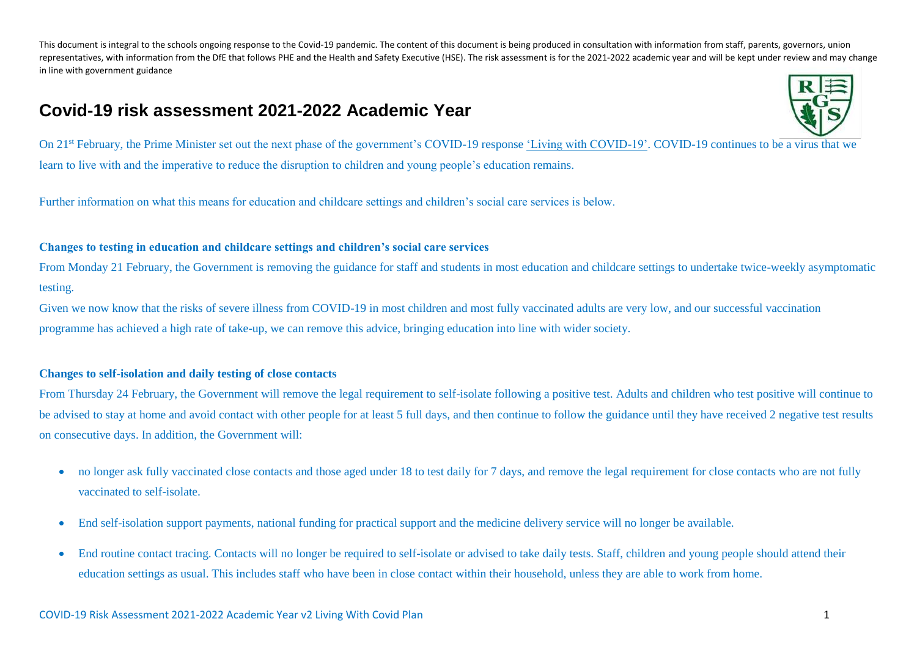This document is integral to the schools ongoing response to the Covid-19 pandemic. The content of this document is being produced in consultation with information from staff, parents, governors, union representatives, with information from the DfE that follows PHE and the Health and Safety Executive (HSE). The risk assessment is for the 2021-2022 academic year and will be kept under review and may change in line with government guidance

# Covid-19 risk assessment 2021-2022 Academic Year

On 21st February, the Prime Minister set out the next phase of the government's COVID-19 response 'Living with COVID-19'. COVID-19 continues to be a virus that we learn to live with and the imperative to reduce the disruption to children and young people's education remains.

Further information on what this means for education and childcare settings and children's social care services is below.

**Changes to testing in education and childcare settings and children's social care services**

From Monday 21 February, the Government is removing the guidance for staff and students in most education and childcare settings to undertake twice-weekly asymptomatic testing.

Given we now know that the risks of severe illness from COVID-19 in most children and most fully vaccinated adults are very low, and our successful vaccination programme has achieved a high rate of take-up, we can remove this advice, bringing education into line with wider society.

**Changes to self-isolation and daily testing of close contacts**

From Thursday 24 February, the Government will remove the legal requirement to self-isolate following a positive test. Adults and children who test positive will continue to be advised to stay at home and avoid contact with other people for at least 5 full days, and then continue to follow the guidance until they have received 2 negative test results on consecutive days. In addition, the Government will:

- no longer ask fully vaccinated close contacts and those aged under 18 to test daily for 7 days, and remove the legal requirement for close contacts who are not fully vaccinated to self-isolate.
- End self-isolation support payments, national funding for practical support and the medicine delivery service will no longer be available.
- End routine contact tracing. Contacts will no longer be required to self-isolate or advised to take daily tests. Staff, children and young people should attend their education settings as usual. This includes staff who have been in close contact within their household, unless they are able to work from home.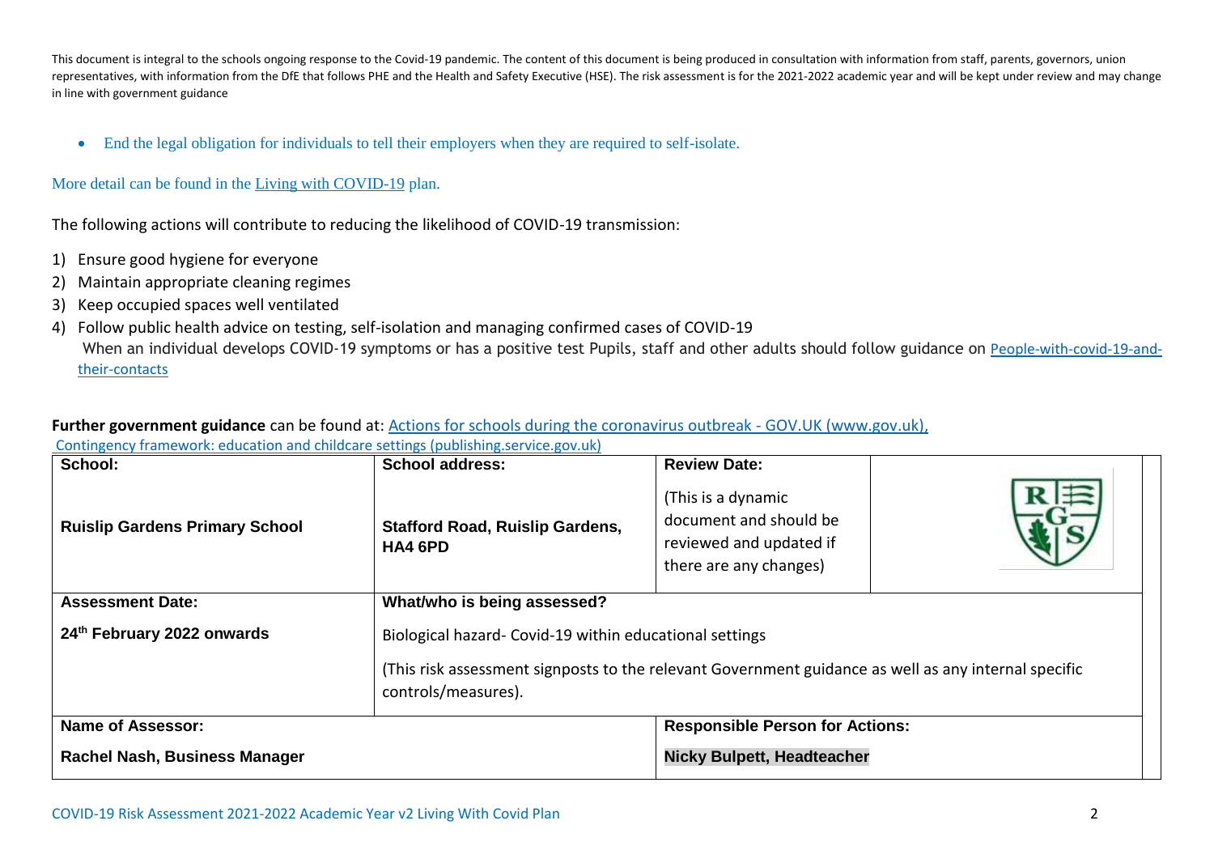This document is integral to the schools ongoing response to the Covid-19 pandemic. The content of this document is being produced in consultation with information from staff, parents, governors, union representatives, with information from the DfE that follows PHE and the Health and Safety Executive (HSE). The risk assessment is for the 2021-2022 academic year and will be kept under review and may change in line with government guidance

- End the legal obligation for individuals to tell their employers when they are required to self-isolate.

More detail can be found in the Living with COVID-19 plan.

The following actions will contribute to reducing the likelihood of COVID-19 transmission:

1) Ensure good hygiene for everyone
2) Maintain appropriate cleaning regimes
3) Keep occupied spaces well ventilated
4) Follow public health advice on testing, self-isolation and managing confirmed cases of COVID-19
   When an individual develops COVID-19 symptoms or has a positive test Pupils, staff and other adults should follow guidance on People-with-covid-19-and-their-contacts

**Further government guidance** can be found at: Actions for schools during the coronavirus outbreak - GOV.UK (www.gov.uk), Contingency framework: education and childcare settings (publishing.service.gov.uk)

| **School:**<br><br>**Ruislip Gardens Primary School** | **School address:**<br><br>**Stafford Road, Ruislip Gardens, HA4 6PD** | **Review Date:**<br><br>(This is a dynamic document and should be reviewed and updated if there are any changes) | |
|---|---|---|---|
| **Assessment Date:**<br><br>**24th February 2022 onwards** | **What/who is being assessed?**<br><br>Biological hazard- Covid-19 within educational settings<br><br>(This risk assessment signposts to the relevant Government guidance as well as any internal specific controls/measures). | | |
| **Name of Assessor:**<br><br>**Rachel Nash, Business Manager** | | **Responsible Person for Actions:**<br><br>**Nicky Bulpett, Headteacher** | |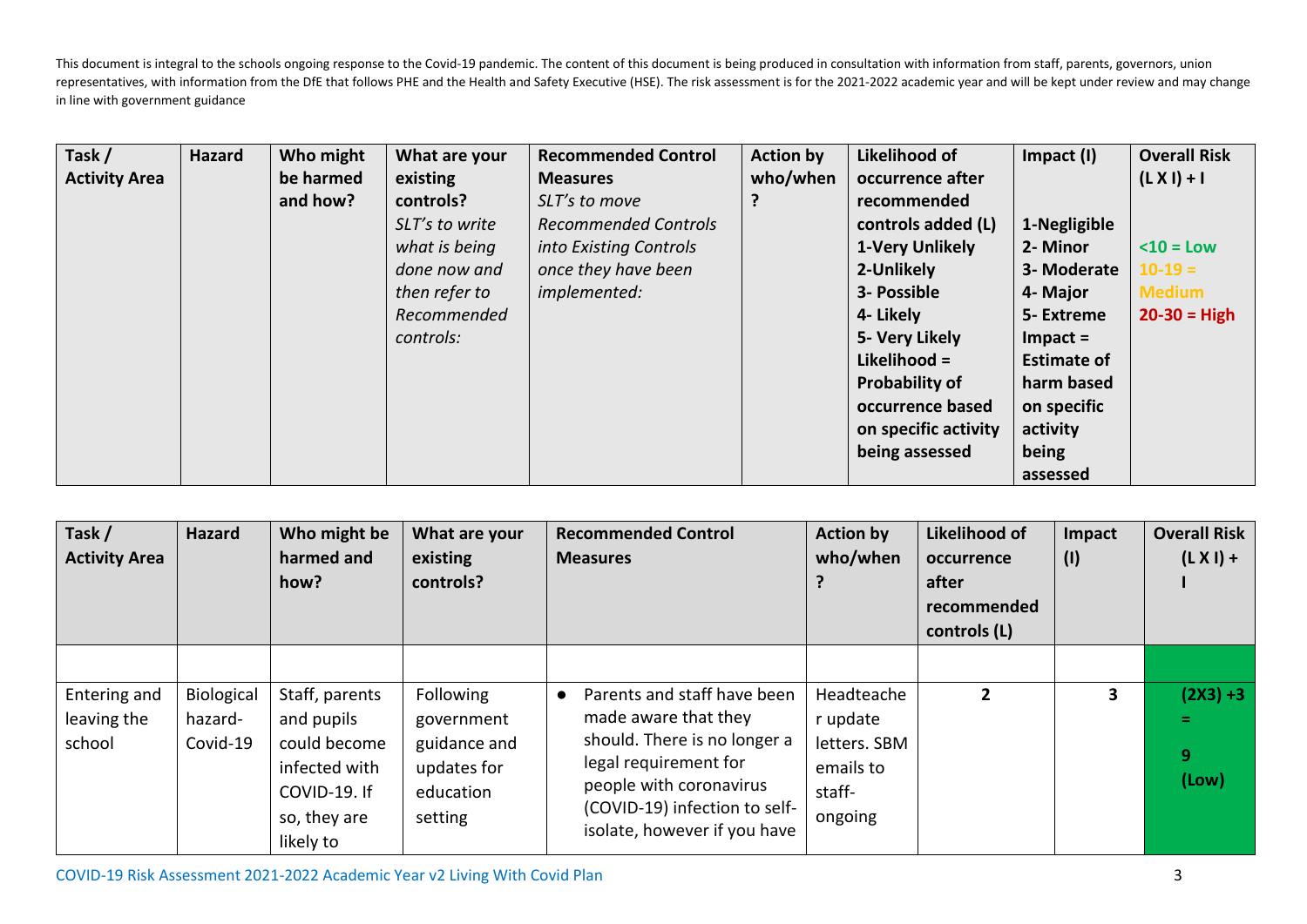This document is integral to the schools ongoing response to the Covid-19 pandemic. The content of this document is being produced in consultation with information from staff, parents, governors, union representatives, with information from the DfE that follows PHE and the Health and Safety Executive (HSE). The risk assessment is for the 2021-2022 academic year and will be kept under review and may change in line with government guidance

| **Task / Activity Area** | **Hazard** | **Who might be harmed and how?** | **What are your existing controls?** *SLT's to write what is being done now and then refer to Recommended controls:* | **Recommended Control Measures** *SLT's to move Recommended Controls into Existing Controls once they have been implemented:* | **Action by who/when?** | **Likelihood of occurrence after recommended controls added (L)** **1-Very Unlikely** **2-Unlikely** **3- Possible** **4- Likely** **5- Very Likely** **Likelihood = Probability of occurrence based on specific activity being assessed** | **Impact (I)** **1-Negligible** **2- Minor** **3- Moderate** **4- Major** **5- Extreme** **Impact = Estimate of harm based on specific activity being assessed** | **Overall Risk (L X I) + I** **<10 = Low** **10-19 = Medium** **20-30 = High** |
|---|---|---|---|---|---|---|---|---|

| **Task / Activity Area** | **Hazard** | **Who might be harmed and how?** | **What are your existing controls?** | **Recommended Control Measures** | **Action by who/when?** | **Likelihood of occurrence after recommended controls (L)** | **Impact (I)** | **Overall Risk (L X I) + I** |
|---|---|---|---|---|---|---|---|---|
| | | | | | | | | |
| Entering and leaving the school | Biological hazard- Covid-19 | Staff, parents and pupils could become infected with COVID-19. If so, they are likely to | Following government guidance and updates for education setting | • Parents and staff have been made aware that they should. There is no longer a legal requirement for people with coronavirus (COVID-19) infection to self-isolate, however if you have | Headteacher update letters. SBM emails to staff- ongoing | 2 | 3 | (2X3) +3 = 9 (Low) |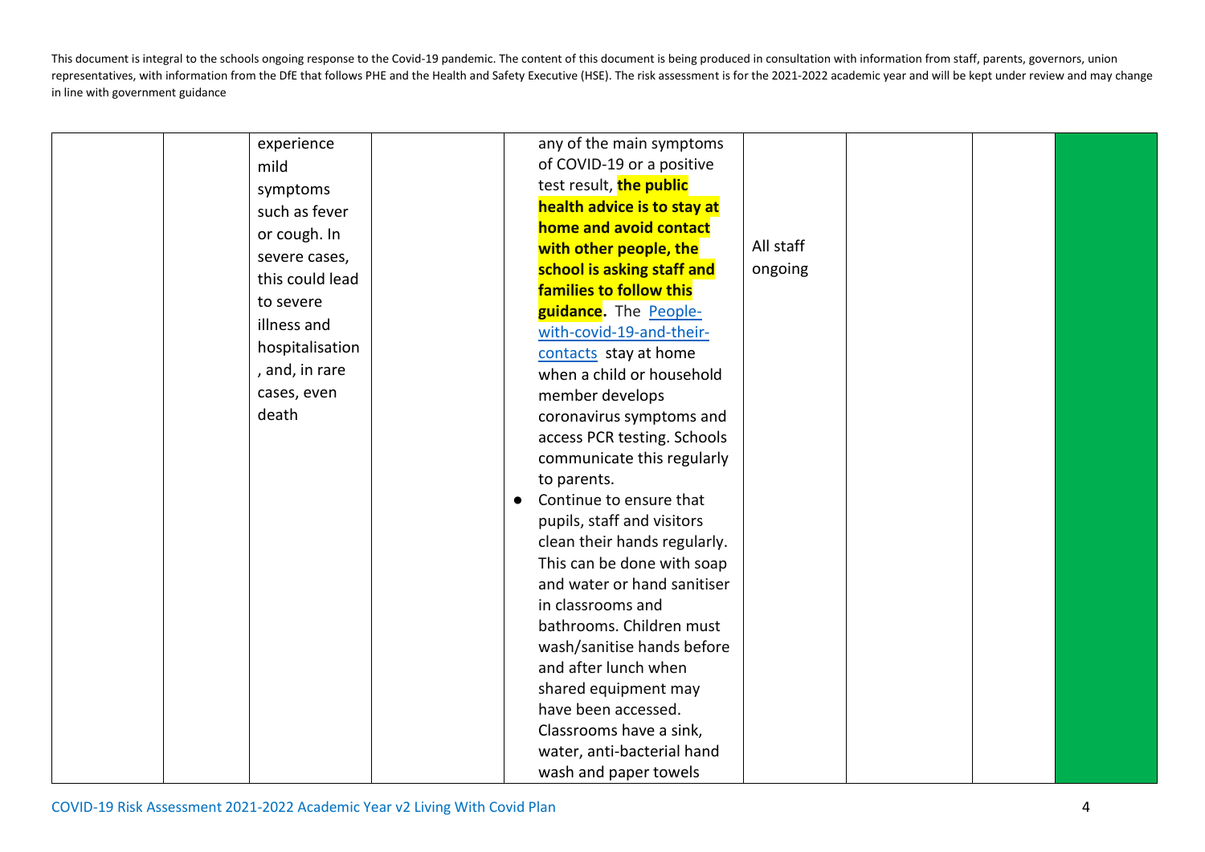This document is integral to the schools ongoing response to the Covid-19 pandemic. The content of this document is being produced in consultation with information from staff, parents, governors, union representatives, with information from the DfE that follows PHE and the Health and Safety Executive (HSE). The risk assessment is for the 2021-2022 academic year and will be kept under review and may change in line with government guidance

| | | | | | | | | |
|---|---|---|---|---|---|---|---|---|
| | | experience mild symptoms such as fever or cough. In severe cases, this could lead to severe illness and hospitalisation, and, in rare cases, even death | | any of the main symptoms of COVID-19 or a positive test result, **the public health advice is to stay at home and avoid contact with other people, the school is asking staff and families to follow this guidance.** The People-with-covid-19-and-their-contacts stay at home when a child or household member develops coronavirus symptoms and access PCR testing. Schools communicate this regularly to parents.<br>● Continue to ensure that pupils, staff and visitors clean their hands regularly. This can be done with soap and water or hand sanitiser in classrooms and bathrooms. Children must wash/sanitise hands before and after lunch when shared equipment may have been accessed. Classrooms have a sink, water, anti-bacterial hand wash and paper towels | All staff ongoing | | | |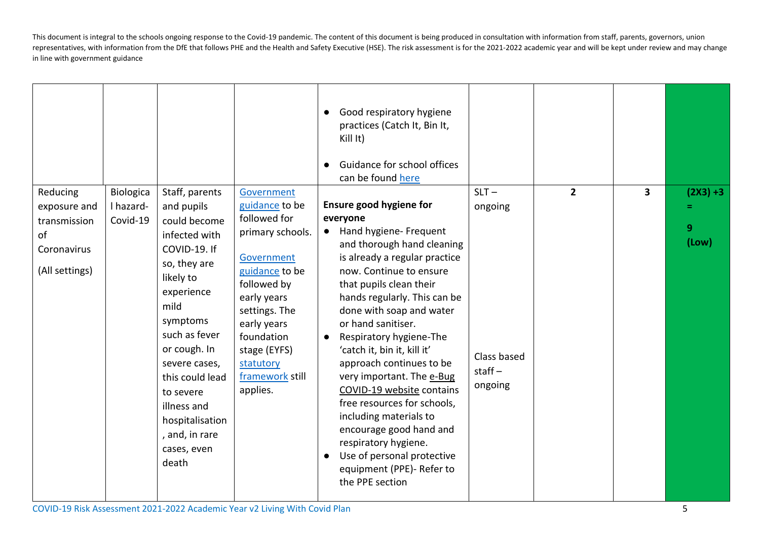This document is integral to the schools ongoing response to the Covid-19 pandemic. The content of this document is being produced in consultation with information from staff, parents, governors, union representatives, with information from the DfE that follows PHE and the Health and Safety Executive (HSE). The risk assessment is for the 2021-2022 academic year and will be kept under review and may change in line with government guidance

| | | | | | | | | |
|---|---|---|---|---|---|---|---|---|
| | | | | ● Good respiratory hygiene practices (Catch It, Bin It, Kill It)<br>● Guidance for school offices can be found here | | | | |
| Reducing exposure and transmission of Coronavirus<br><br>(All settings) | Biological hazard- Covid-19 | Staff, parents and pupils could become infected with COVID-19. If so, they are likely to experience mild symptoms such as fever or cough. In severe cases, this could lead to severe illness and hospitalisation, and, in rare cases, even death | Government guidance to be followed for primary schools.<br><br>Government guidance to be followed by early years settings. The early years foundation stage (EYFS) statutory framework still applies. | **Ensure good hygiene for everyone**<br>● Hand hygiene- Frequent and thorough hand cleaning is already a regular practice now. Continue to ensure that pupils clean their hands regularly. This can be done with soap and water or hand sanitiser.<br>● Respiratory hygiene-The 'catch it, bin it, kill it' approach continues to be very important. The e-Bug COVID-19 website contains free resources for schools, including materials to encourage good hand and respiratory hygiene.<br>● Use of personal protective equipment (PPE)- Refer to the PPE section | SLT – ongoing<br><br>Class based staff – ongoing | **2** | **3** | **(2X3) +3 = 9 (Low)** |

COVID-19 Risk Assessment 2021-2022 Academic Year v2 Living With Covid Plan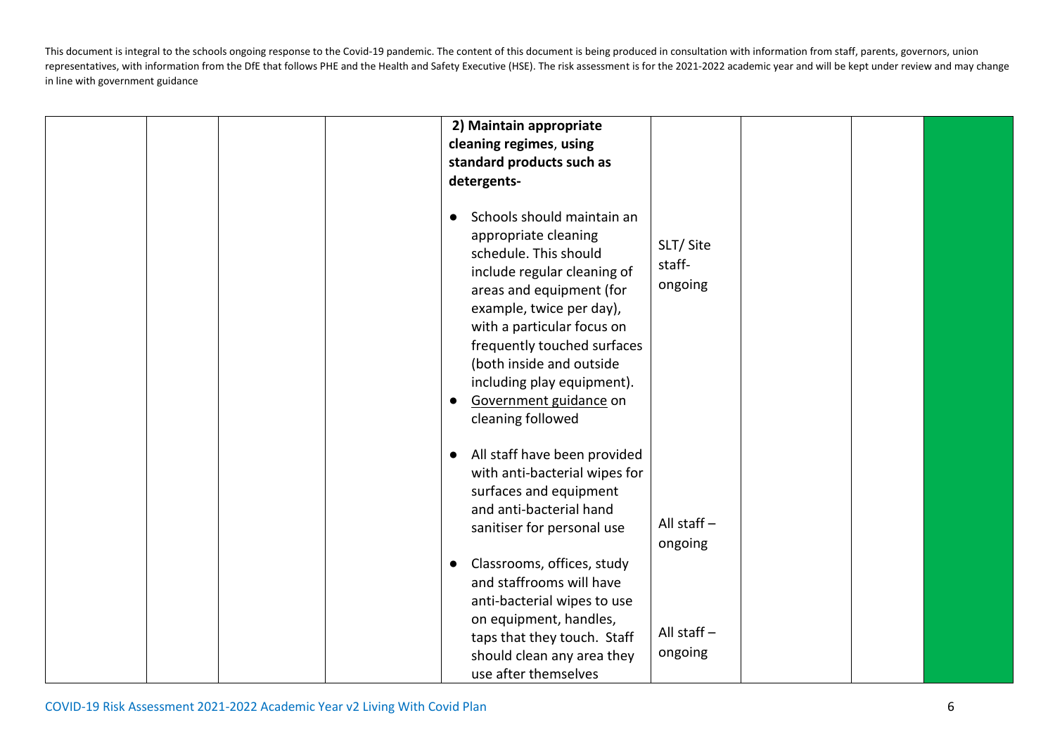| | | | | | | | | |
|---|---|---|---|---|---|---|---|---|
| | | | | **2) Maintain appropriate cleaning regimes, using standard products such as detergents-** | | | | |
| | | | | • Schools should maintain an appropriate cleaning schedule. This should include regular cleaning of areas and equipment (for example, twice per day), with a particular focus on frequently touched surfaces (both inside and outside including play equipment).<br>• Government guidance on cleaning followed | SLT/ Site staff- ongoing | | | |
| | | | | • All staff have been provided with anti-bacterial wipes for surfaces and equipment and anti-bacterial hand sanitiser for personal use | All staff – ongoing | | | |
| | | | | • Classrooms, offices, study and staffrooms will have anti-bacterial wipes to use on equipment, handles, taps that they touch. Staff should clean any area they use after themselves | All staff – ongoing | | | |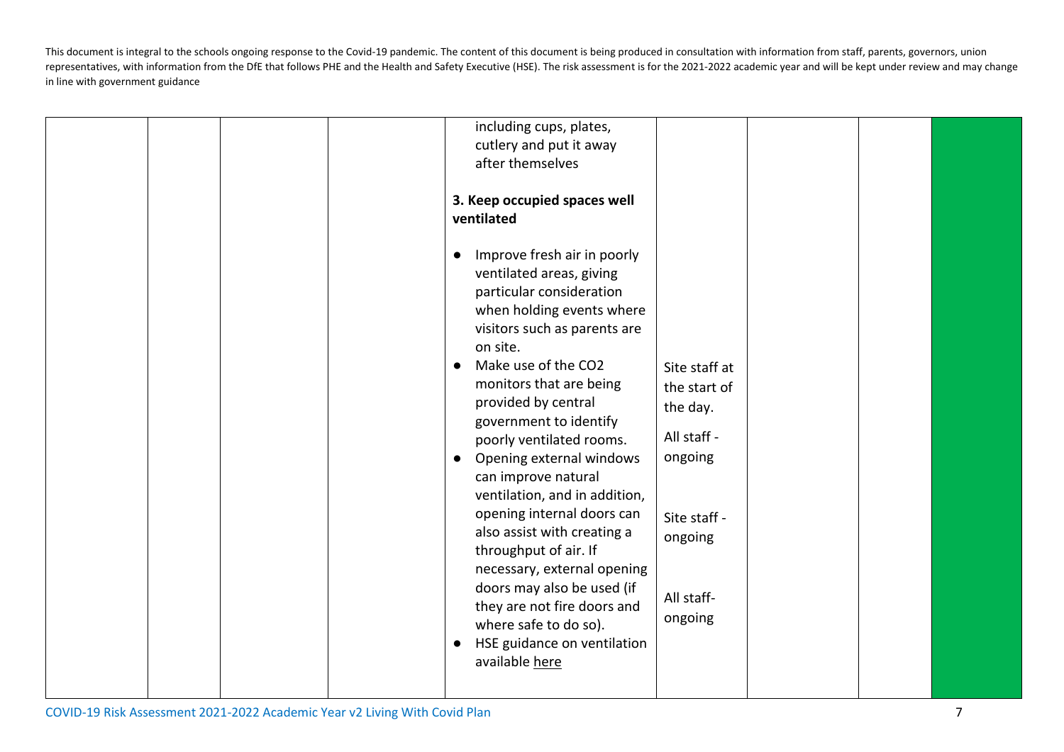| | | | | | | | | |
|---|---|---|---|---|---|---|---|---|
| | | | | including cups, plates, cutlery and put it away after themselves<br><br>**3. Keep occupied spaces well ventilated**<br><br>● Improve fresh air in poorly ventilated areas, giving particular consideration when holding events where visitors such as parents are on site.<br>● Make use of the $CO_2$ monitors that are being provided by central government to identify poorly ventilated rooms.<br>● Opening external windows can improve natural ventilation, and in addition, opening internal doors can also assist with creating a throughput of air. If necessary, external opening doors may also be used (if they are not fire doors and where safe to do so).<br>● HSE guidance on ventilation available here | Site staff at the start of the day.<br><br>All staff - ongoing<br><br>Site staff - ongoing<br><br>All staff- ongoing | | | |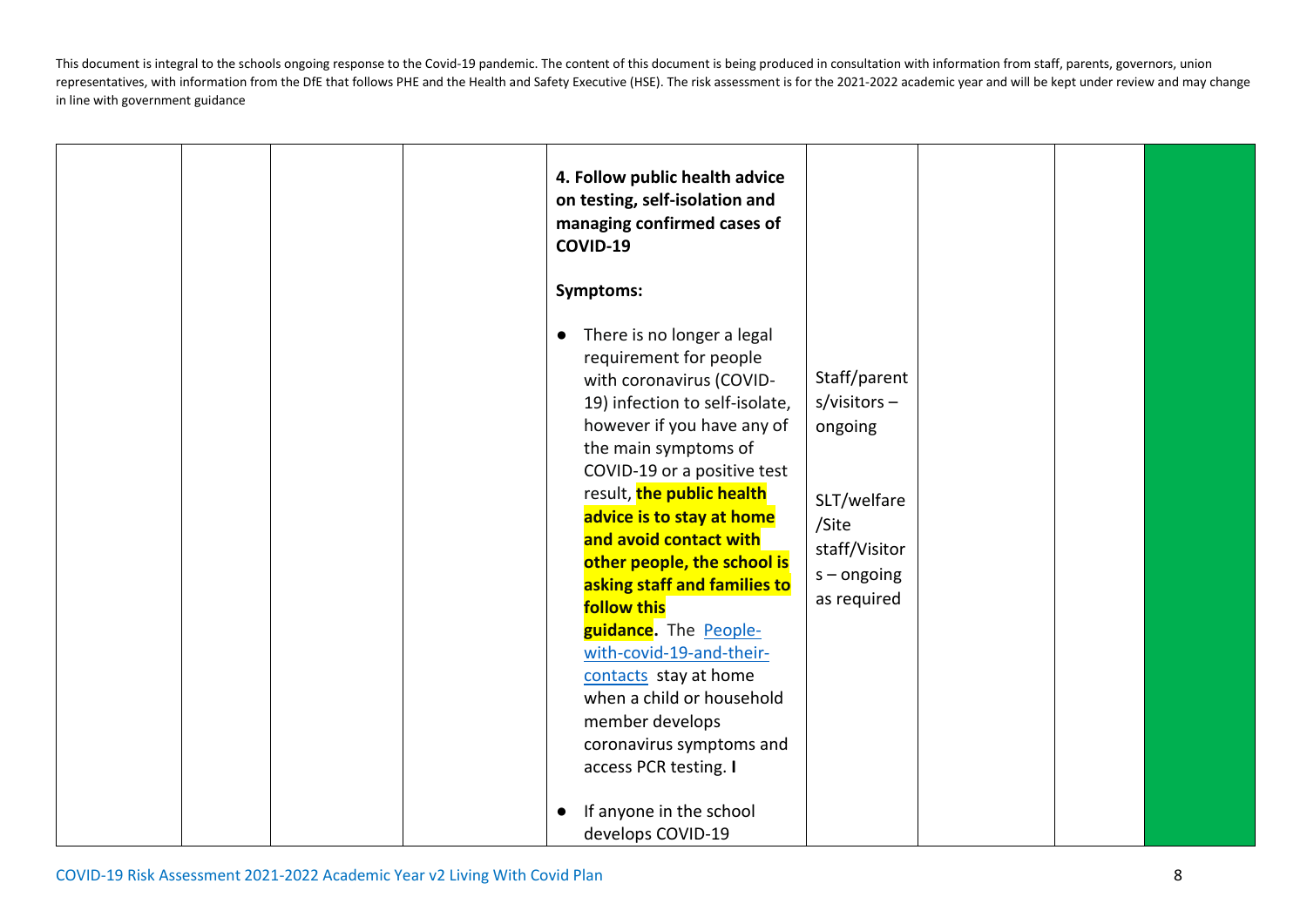This document is integral to the schools ongoing response to the Covid-19 pandemic. The content of this document is being produced in consultation with information from staff, parents, governors, union representatives, with information from the DfE that follows PHE and the Health and Safety Executive (HSE). The risk assessment is for the 2021-2022 academic year and will be kept under review and may change in line with government guidance

| | | | | | | | | |
|---|---|---|---|---|---|---|---|---|
| | | | | **4. Follow public health advice on testing, self-isolation and managing confirmed cases of COVID-19**<br><br>**Symptoms:**<br><br>● There is no longer a legal requirement for people with coronavirus (COVID-19) infection to self-isolate, however if you have any of the main symptoms of COVID-19 or a positive test result, **the public health advice is to stay at home and avoid contact with other people, the school is asking staff and families to follow this guidance.** The People-with-covid-19-and-their-contacts stay at home when a child or household member develops coronavirus symptoms and access PCR testing. **I**<br><br>● If anyone in the school develops COVID-19 | Staff/parents/visitors – ongoing<br><br>SLT/welfare/Site staff/Visitors – ongoing as required | | | |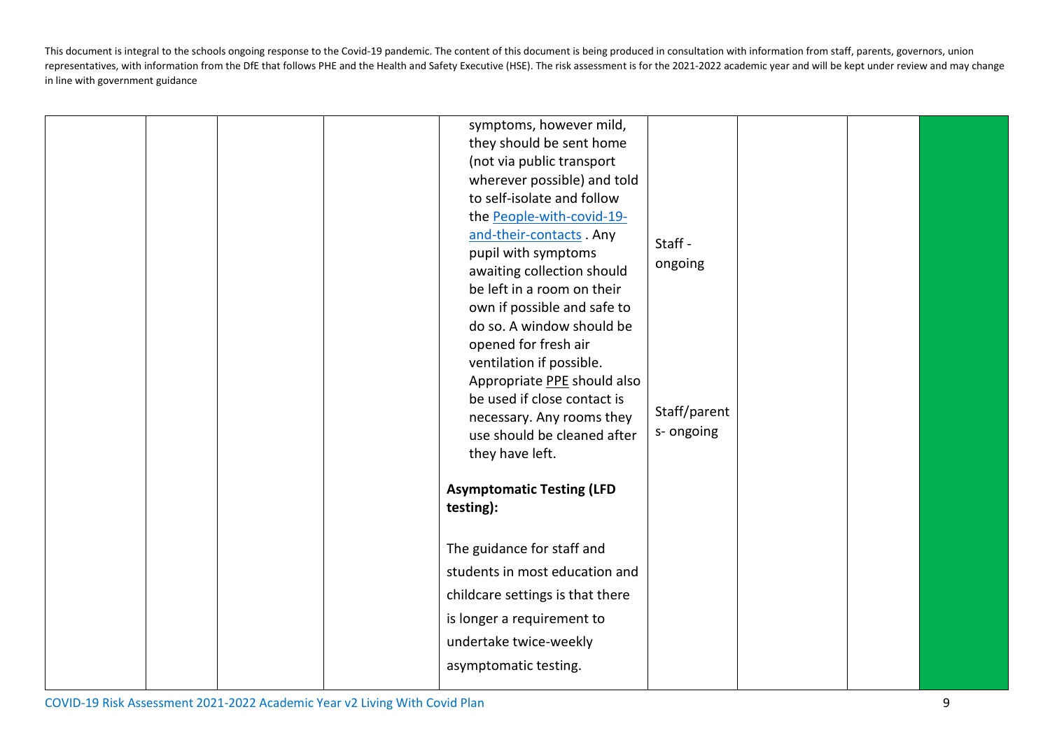This document is integral to the schools ongoing response to the Covid-19 pandemic. The content of this document is being produced in consultation with information from staff, parents, governors, union representatives, with information from the DfE that follows PHE and the Health and Safety Executive (HSE). The risk assessment is for the 2021-2022 academic year and will be kept under review and may change in line with government guidance

| | | | | | | | | |
|---|---|---|---|---|---|---|---|---|
| | | | | symptoms, however mild, they should be sent home (not via public transport wherever possible) and told to self-isolate and follow the [People-with-covid-19-and-their-contacts](People-with-covid-19-and-their-contacts) . Any pupil with symptoms awaiting collection should be left in a room on their own if possible and safe to do so. A window should be opened for fresh air ventilation if possible. Appropriate PPE should also be used if close contact is necessary. Any rooms they use should be cleaned after they have left.<br><br>**Asymptomatic Testing (LFD testing):**<br><br>The guidance for staff and students in most education and childcare settings is that there is longer a requirement to undertake twice-weekly asymptomatic testing. | Staff - ongoing<br><br>Staff/parents- ongoing | | | |

COVID-19 Risk Assessment 2021-2022 Academic Year v2 Living With Covid Plan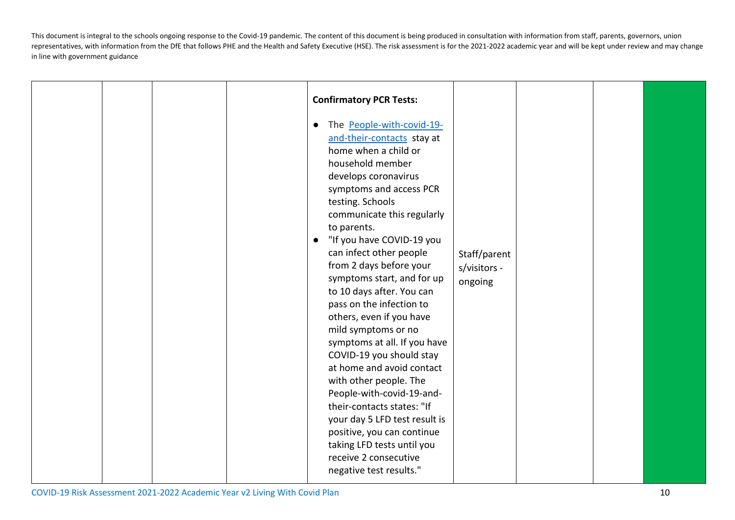This document is integral to the schools ongoing response to the Covid-19 pandemic. The content of this document is being produced in consultation with information from staff, parents, governors, union representatives, with information from the DfE that follows PHE and the Health and Safety Executive (HSE). The risk assessment is for the 2021-2022 academic year and will be kept under review and may change in line with government guidance

| | | | | | | | |
|---|---|---|---|---|---|---|---|
| | | | | **Confirmatory PCR Tests:**<br><br>● The People-with-covid-19-and-their-contacts stay at home when a child or household member develops coronavirus symptoms and access PCR testing. Schools communicate this regularly to parents.<br>● "If you have COVID-19 you can infect other people from 2 days before your symptoms start, and for up to 10 days after. You can pass on the infection to others, even if you have mild symptoms or no symptoms at all. If you have COVID-19 you should stay at home and avoid contact with other people. The People-with-covid-19-and-their-contacts states: "If your day 5 LFD test result is positive, you can continue taking LFD tests until you receive 2 consecutive negative test results." | Staff/parents/visitors - ongoing | | | |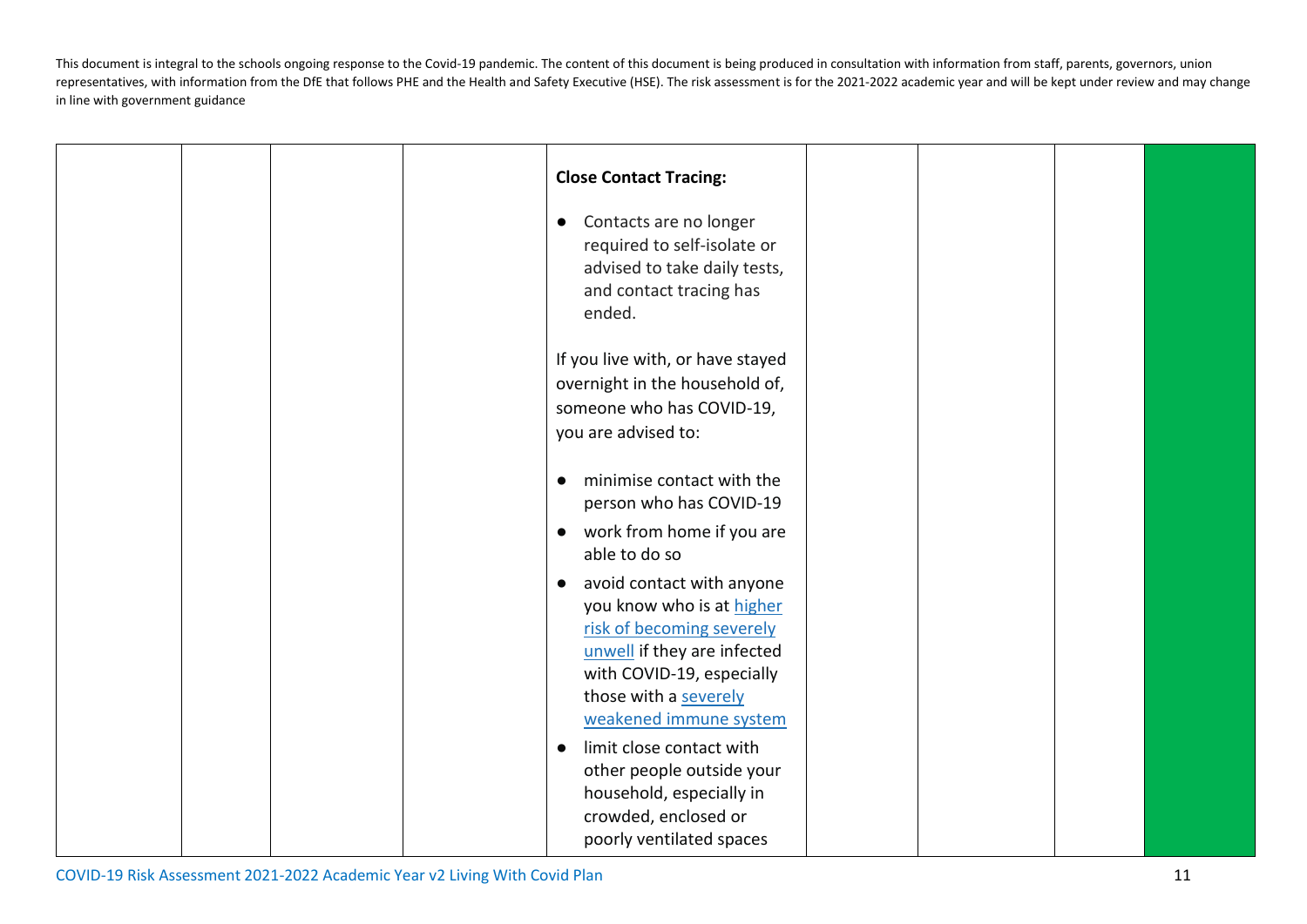This document is integral to the schools ongoing response to the Covid-19 pandemic. The content of this document is being produced in consultation with information from staff, parents, governors, union representatives, with information from the DfE that follows PHE and the Health and Safety Executive (HSE). The risk assessment is for the 2021-2022 academic year and will be kept under review and may change in line with government guidance

| | | | | | | | |
|---|---|---|---|---|---|---|---|
| | | | **Close Contact Tracing:**<br><br>● Contacts are no longer required to self-isolate or advised to take daily tests, and contact tracing has ended.<br><br>If you live with, or have stayed overnight in the household of, someone who has COVID-19, you are advised to:<br><br>● minimise contact with the person who has COVID-19<br>● work from home if you are able to do so<br>● avoid contact with anyone you know who is at higher risk of becoming severely unwell if they are infected with COVID-19, especially those with a severely weakened immune system<br>● limit close contact with other people outside your household, especially in crowded, enclosed or poorly ventilated spaces | | | | |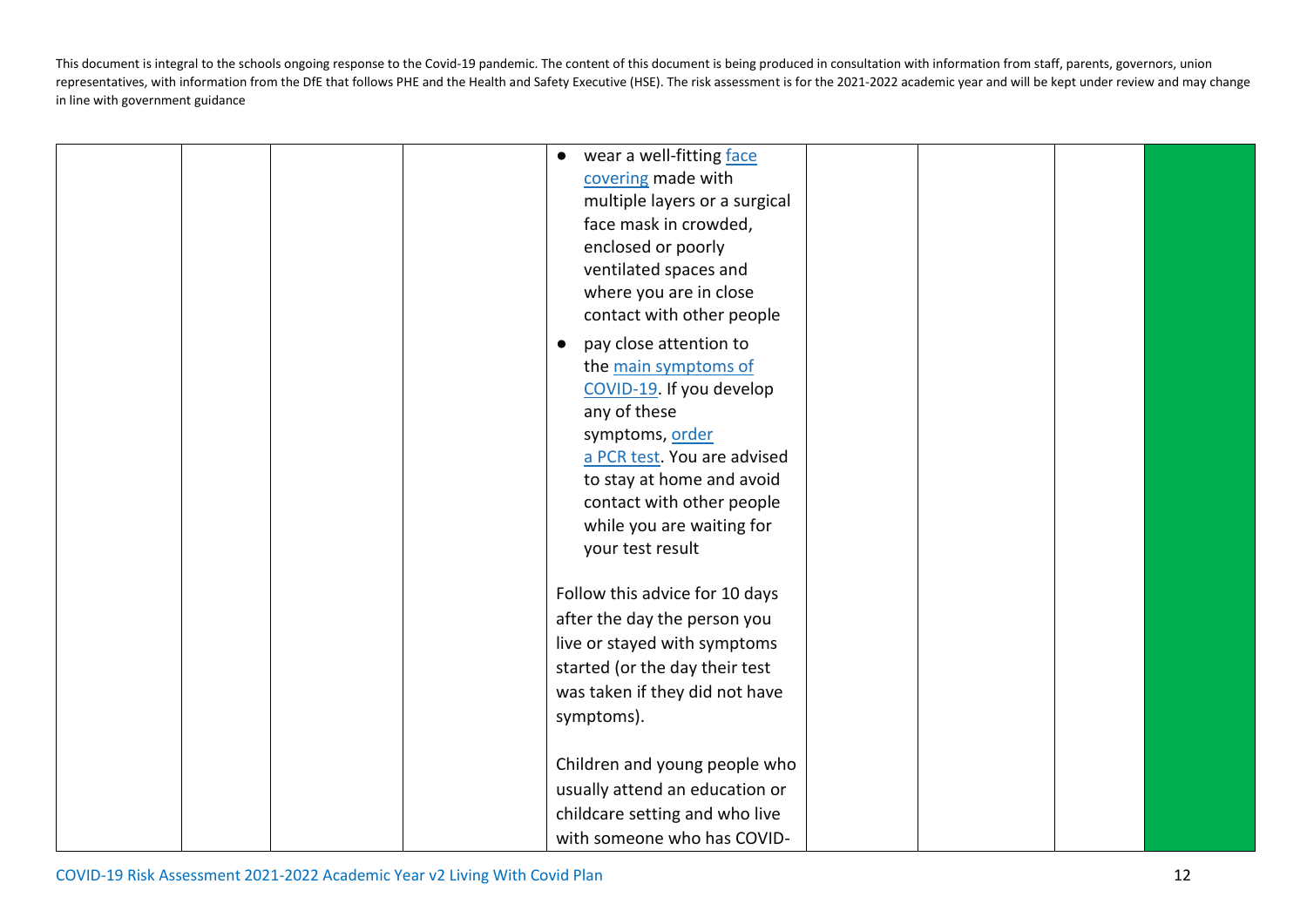| | | | | • wear a well-fitting face covering made with multiple layers or a surgical face mask in crowded, enclosed or poorly ventilated spaces and where you are in close contact with other people<br><br>• pay close attention to the main symptoms of COVID-19. If you develop any of these symptoms, order a PCR test. You are advised to stay at home and avoid contact with other people while you are waiting for your test result<br><br>Follow this advice for 10 days after the day the person you live or stayed with symptoms started (or the day their test was taken if they did not have symptoms).<br><br>Children and young people who usually attend an education or childcare setting and who live with someone who has COVID- | | | | |
|---|---|---|---|---|---|---|---|---|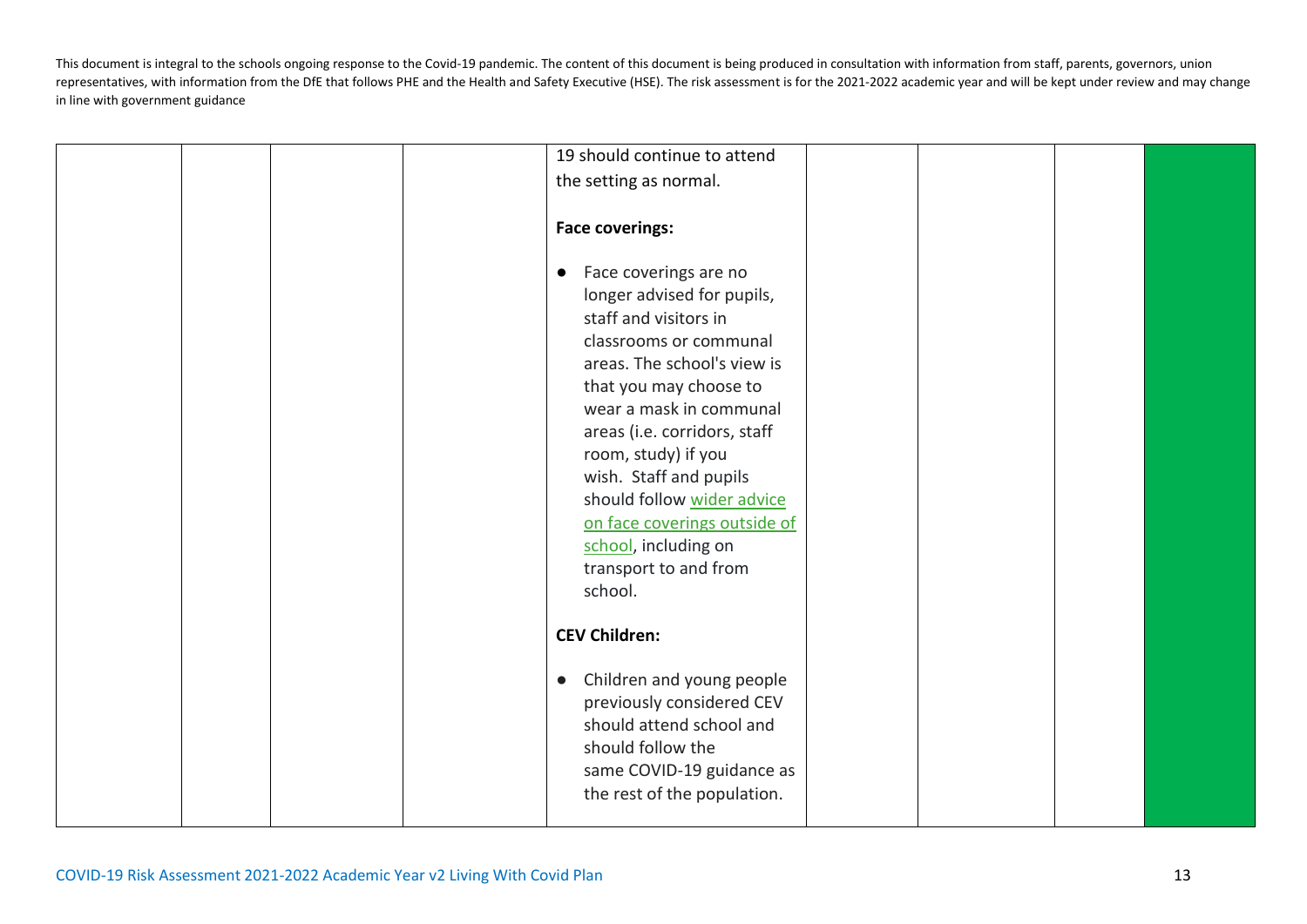This document is integral to the schools ongoing response to the Covid-19 pandemic. The content of this document is being produced in consultation with information from staff, parents, governors, union representatives, with information from the DfE that follows PHE and the Health and Safety Executive (HSE). The risk assessment is for the 2021-2022 academic year and will be kept under review and may change in line with government guidance

| | | | | | | | | |
|---|---|---|---|---|---|---|---|---|
| | | | | 19 should continue to attend the setting as normal.<br><br>**Face coverings:**<br><br>● Face coverings are no longer advised for pupils, staff and visitors in classrooms or communal areas. The school's view is that you may choose to wear a mask in communal areas (i.e. corridors, staff room, study) if you wish. Staff and pupils should follow wider advice on face coverings outside of school, including on transport to and from school.<br><br>**CEV Children:**<br><br>● Children and young people previously considered CEV should attend school and should follow the same COVID-19 guidance as the rest of the population. | | | | |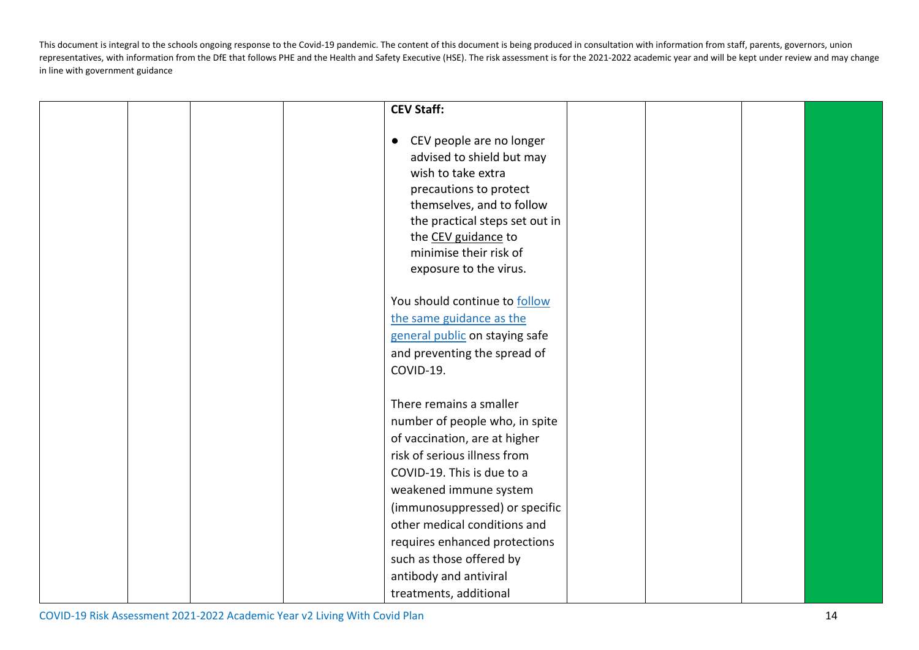This document is integral to the schools ongoing response to the Covid-19 pandemic. The content of this document is being produced in consultation with information from staff, parents, governors, union representatives, with information from the DfE that follows PHE and the Health and Safety Executive (HSE). The risk assessment is for the 2021-2022 academic year and will be kept under review and may change in line with government guidance

| | | | | | | | | |
|---|---|---|---|---|---|---|---|---|
| | | | | **CEV Staff:**<br><br>● CEV people are no longer advised to shield but may wish to take extra precautions to protect themselves, and to follow the practical steps set out in the CEV guidance to minimise their risk of exposure to the virus.<br><br>You should continue to follow the same guidance as the general public on staying safe and preventing the spread of COVID-19.<br><br>There remains a smaller number of people who, in spite of vaccination, are at higher risk of serious illness from COVID-19. This is due to a weakened immune system (immunosuppressed) or specific other medical conditions and requires enhanced protections such as those offered by antibody and antiviral treatments, additional | | | | |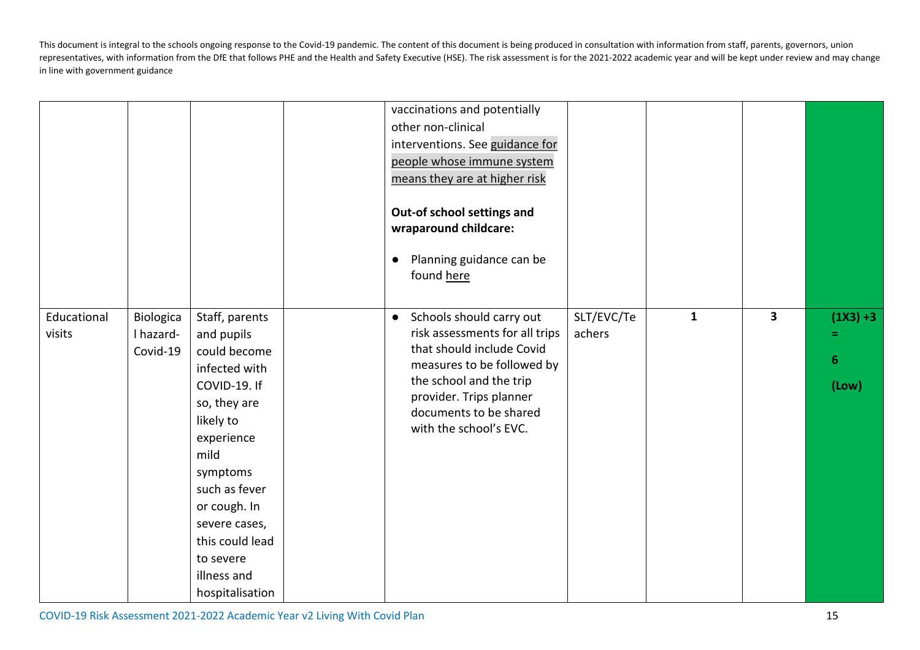This document is integral to the schools ongoing response to the Covid-19 pandemic. The content of this document is being produced in consultation with information from staff, parents, governors, union representatives, with information from the DfE that follows PHE and the Health and Safety Executive (HSE). The risk assessment is for the 2021-2022 academic year and will be kept under review and may change in line with government guidance

| | | | | | | | | |
|---|---|---|---|---|---|---|---|---|
| | | | | vaccinations and potentially other non-clinical interventions. See guidance for people whose immune system means they are at higher risk<br><br>**Out-of school settings and wraparound childcare:**<br><br>● Planning guidance can be found here | | | | |
| Educational visits | Biological hazard-Covid-19 | Staff, parents and pupils could become infected with COVID-19. If so, they are likely to experience mild symptoms such as fever or cough. In severe cases, this could lead to severe illness and hospitalisation | | ● Schools should carry out risk assessments for all trips that should include Covid measures to be followed by the school and the trip provider. Trips planner documents to be shared with the school's EVC. | SLT/EVC/Teachers | **1** | **3** | **(1X3) +3 = 6 (Low)** |

COVID-19 Risk Assessment 2021-2022 Academic Year v2 Living With Covid Plan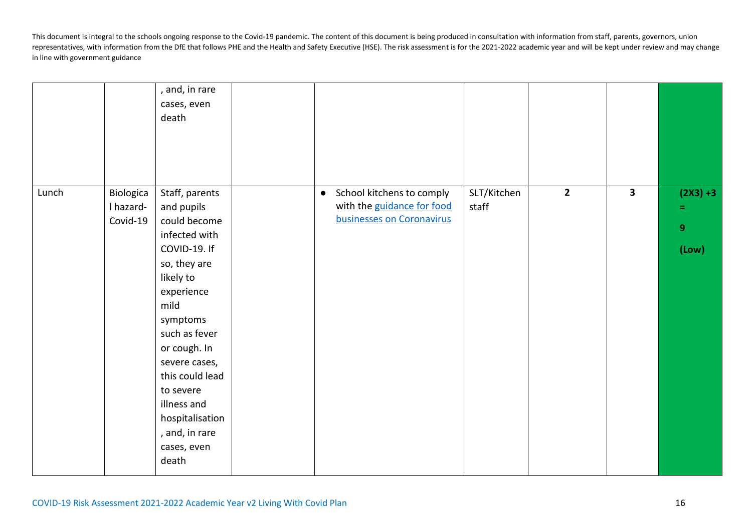|  |  |  |  |  |  |  |  |  |
|---|---|---|---|---|---|---|---|---|
|  |  | , and, in rare cases, even death |  |  |  |  |  |  |
| Lunch | Biological hazard- Covid-19 | Staff, parents and pupils could become infected with COVID-19. If so, they are likely to experience mild symptoms such as fever or cough. In severe cases, this could lead to severe illness and hospitalisation, and, in rare cases, even death |  | • School kitchens to comply with the [guidance for food businesses on Coronavirus]() | SLT/Kitchen staff | **2** | **3** | **(2X3) +3 = 9 (Low)** |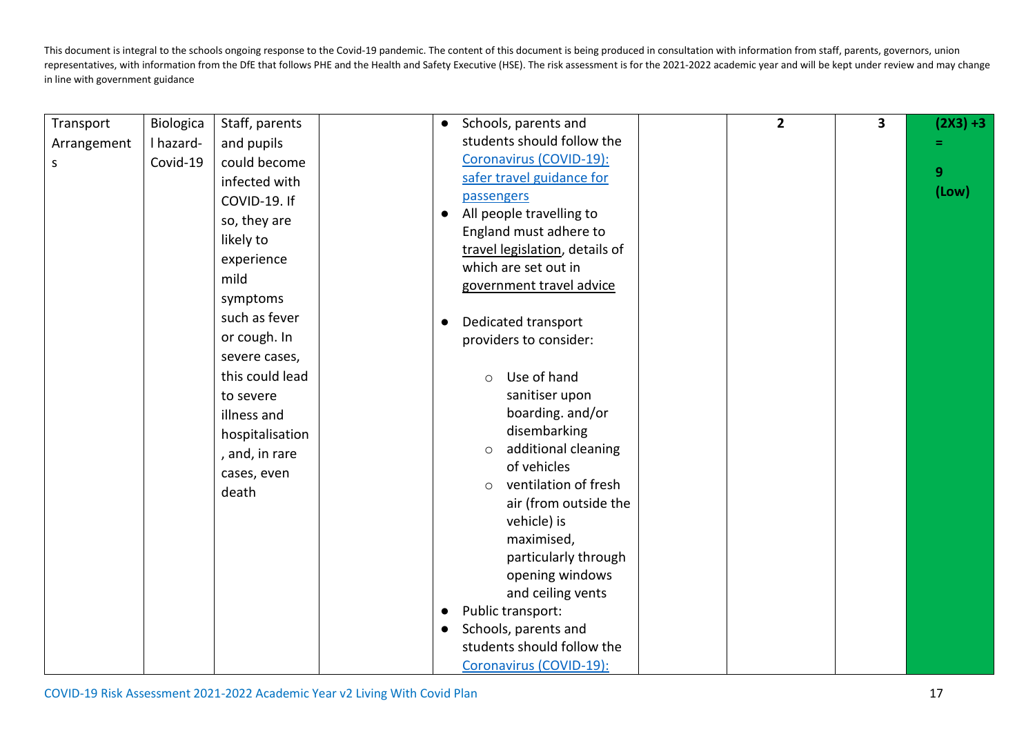This document is integral to the schools ongoing response to the Covid-19 pandemic. The content of this document is being produced in consultation with information from staff, parents, governors, union representatives, with information from the DfE that follows PHE and the Health and Safety Executive (HSE). The risk assessment is for the 2021-2022 academic year and will be kept under review and may change in line with government guidance

| | | | | | | | | |
|---|---|---|---|---|---|---|---|---|
| Transport Arrangements | Biological hazard- Covid-19 | Staff, parents and pupils could become infected with COVID-19. If so, they are likely to experience mild symptoms such as fever or cough. In severe cases, this could lead to severe illness and hospitalisation, and, in rare cases, even death | | • Schools, parents and students should follow the Coronavirus (COVID-19): safer travel guidance for passengers<br>• All people travelling to England must adhere to travel legislation, details of which are set out in government travel advice<br>• Dedicated transport providers to consider:<br>  ○ Use of hand sanitiser upon boarding. and/or disembarking<br>  ○ additional cleaning of vehicles<br>  ○ ventilation of fresh air (from outside the vehicle) is maximised, particularly through opening windows and ceiling vents<br>• Public transport:<br>• Schools, parents and students should follow the Coronavirus (COVID-19): | | 2 | 3 | (2X3) +3 = 9 (Low) |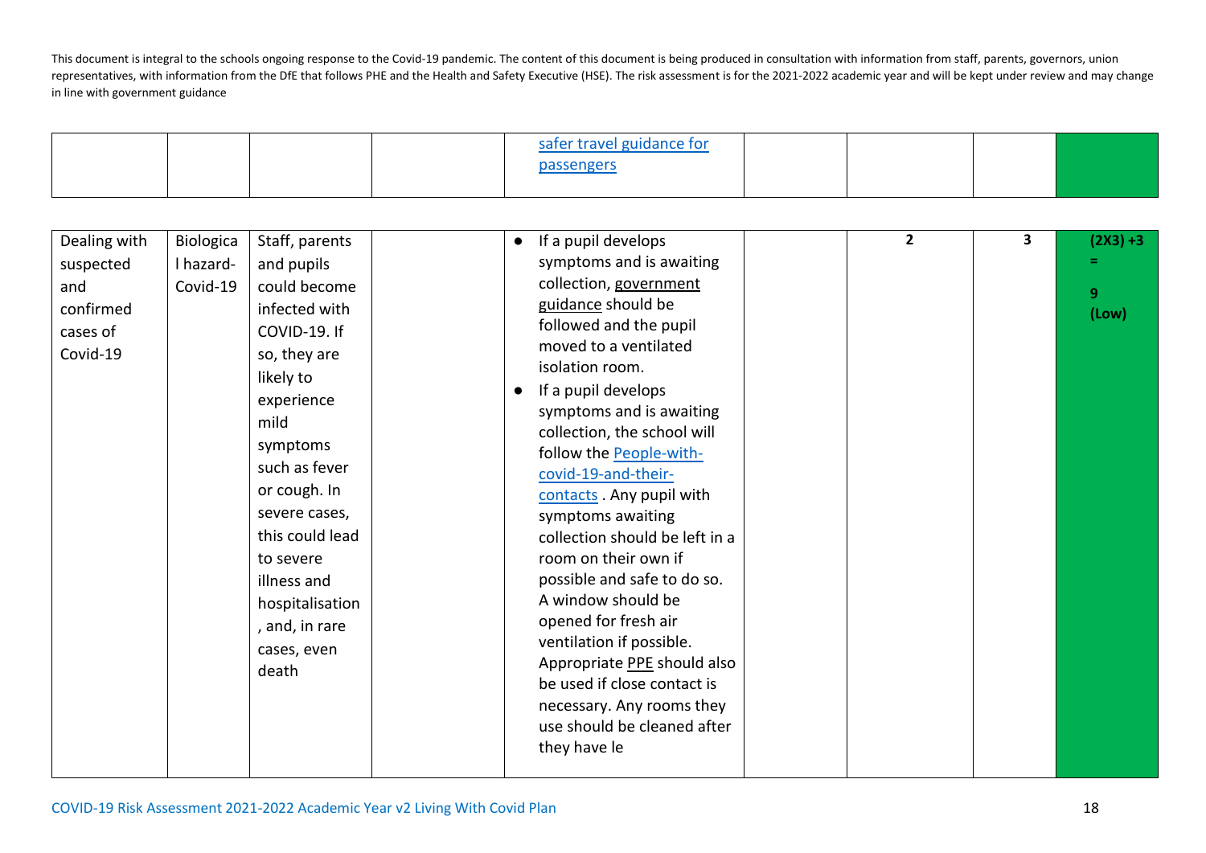This document is integral to the schools ongoing response to the Covid-19 pandemic. The content of this document is being produced in consultation with information from staff, parents, governors, union representatives, with information from the DfE that follows PHE and the Health and Safety Executive (HSE). The risk assessment is for the 2021-2022 academic year and will be kept under review and may change in line with government guidance

| | | | | | | | | |
|---|---|---|---|---|---|---|---|---|
| | | | | safer travel guidance for passengers | | | | |
| Dealing with suspected and confirmed cases of Covid-19 | Biological hazard-Covid-19 | Staff, parents and pupils could become infected with COVID-19. If so, they are likely to experience mild symptoms such as fever or cough. In severe cases, this could lead to severe illness and hospitalisation, and, in rare cases, even death | | • If a pupil develops symptoms and is awaiting collection, government guidance should be followed and the pupil moved to a ventilated isolation room.<br>• If a pupil develops symptoms and is awaiting collection, the school will follow the People-with-covid-19-and-their-contacts . Any pupil with symptoms awaiting collection should be left in a room on their own if possible and safe to do so. A window should be opened for fresh air ventilation if possible. Appropriate PPE should also be used if close contact is necessary. Any rooms they use should be cleaned after they have le | | **2** | **3** | **(2X3) +3 = 9 (Low)** |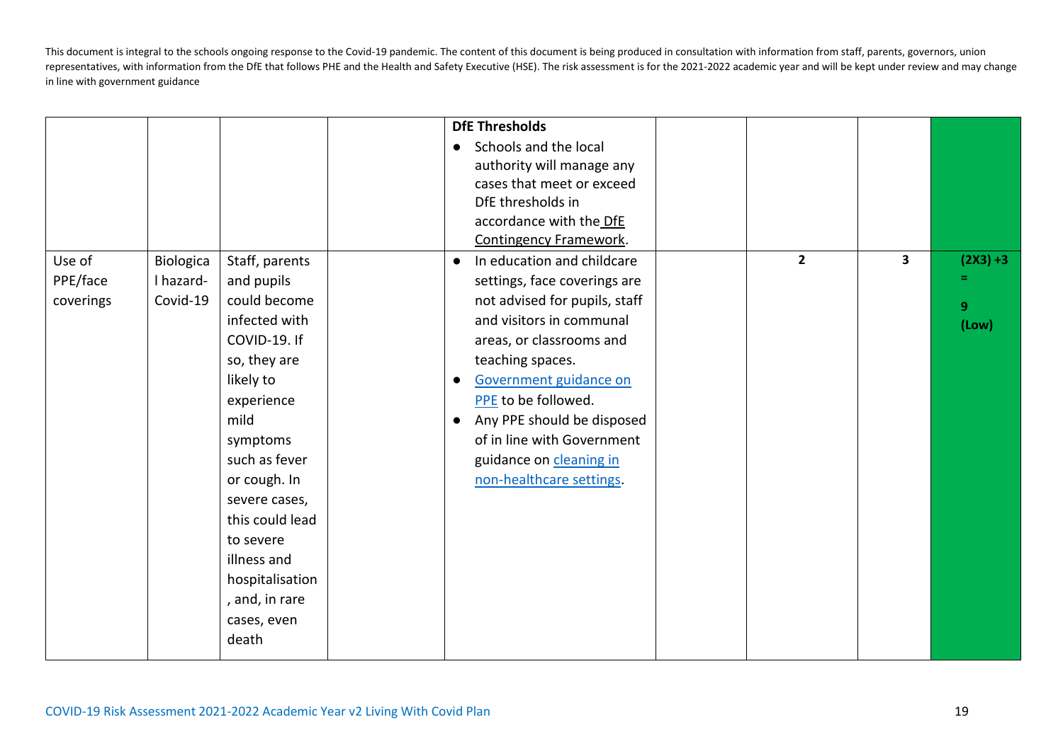This document is integral to the schools ongoing response to the Covid-19 pandemic. The content of this document is being produced in consultation with information from staff, parents, governors, union representatives, with information from the DfE that follows PHE and the Health and Safety Executive (HSE). The risk assessment is for the 2021-2022 academic year and will be kept under review and may change in line with government guidance

| | | | | | | | | |
|---|---|---|---|---|---|---|---|---|
| | | | | **DfE Thresholds**<br>● Schools and the local authority will manage any cases that meet or exceed DfE thresholds in accordance with the DfE Contingency Framework. | | | | |
| Use of PPE/face coverings | Biological hazard- Covid-19 | Staff, parents and pupils could become infected with COVID-19. If so, they are likely to experience mild symptoms such as fever or cough. In severe cases, this could lead to severe illness and hospitalisation, and, in rare cases, even death | | ● In education and childcare settings, face coverings are not advised for pupils, staff and visitors in communal areas, or classrooms and teaching spaces.<br>● Government guidance on PPE to be followed.<br>● Any PPE should be disposed of in line with Government guidance on cleaning in non-healthcare settings. | | **2** | **3** | **(2X3) +3 = 9 (Low)** |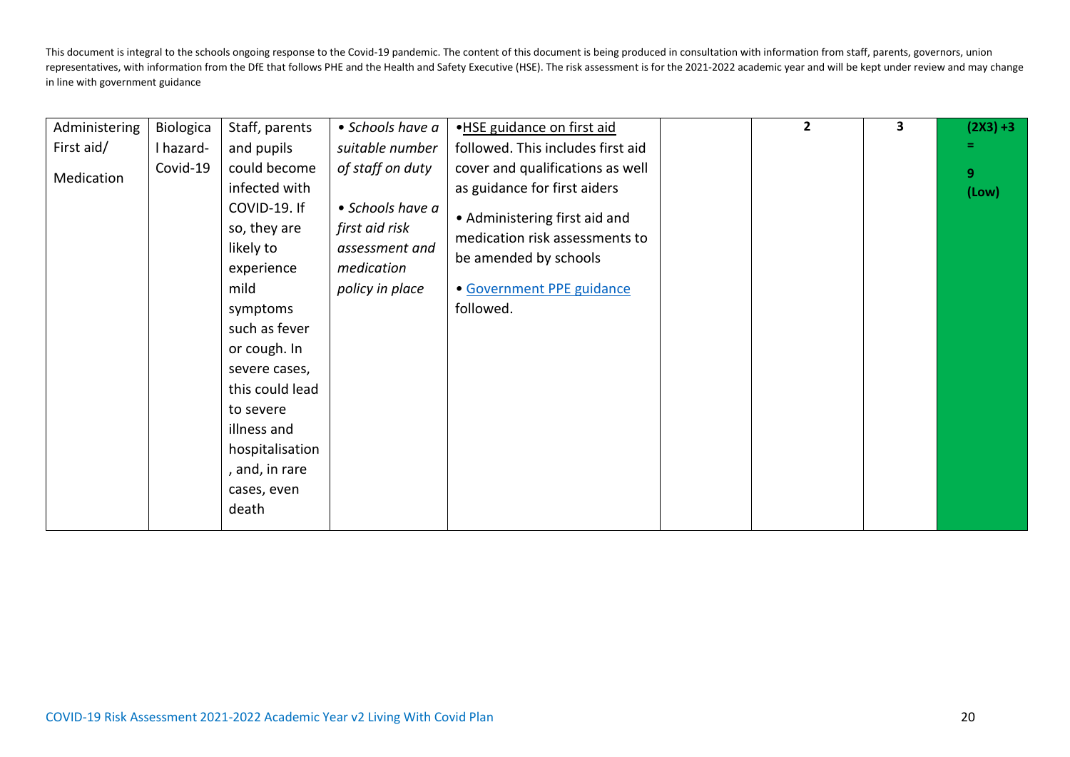This document is integral to the schools ongoing response to the Covid-19 pandemic. The content of this document is being produced in consultation with information from staff, parents, governors, union representatives, with information from the DfE that follows PHE and the Health and Safety Executive (HSE). The risk assessment is for the 2021-2022 academic year and will be kept under review and may change in line with government guidance

| | | | | | | | | |
|---|---|---|---|---|---|---|---|---|
| Administering First aid/ Medication | Biological hazard- Covid-19 | Staff, parents and pupils could become infected with COVID-19. If so, they are likely to experience mild symptoms such as fever or cough. In severe cases, this could lead to severe illness and hospitalisation, and, in rare cases, even death | • *Schools have a suitable number of staff on duty*<br><br>• *Schools have a first aid risk assessment and medication policy in place* | •HSE guidance on first aid followed. This includes first aid cover and qualifications as well as guidance for first aiders<br><br>• Administering first aid and medication risk assessments to be amended by schools<br><br>• Government PPE guidance followed. | | **2** | **3** | **(2X3) +3 = 9 (Low)** |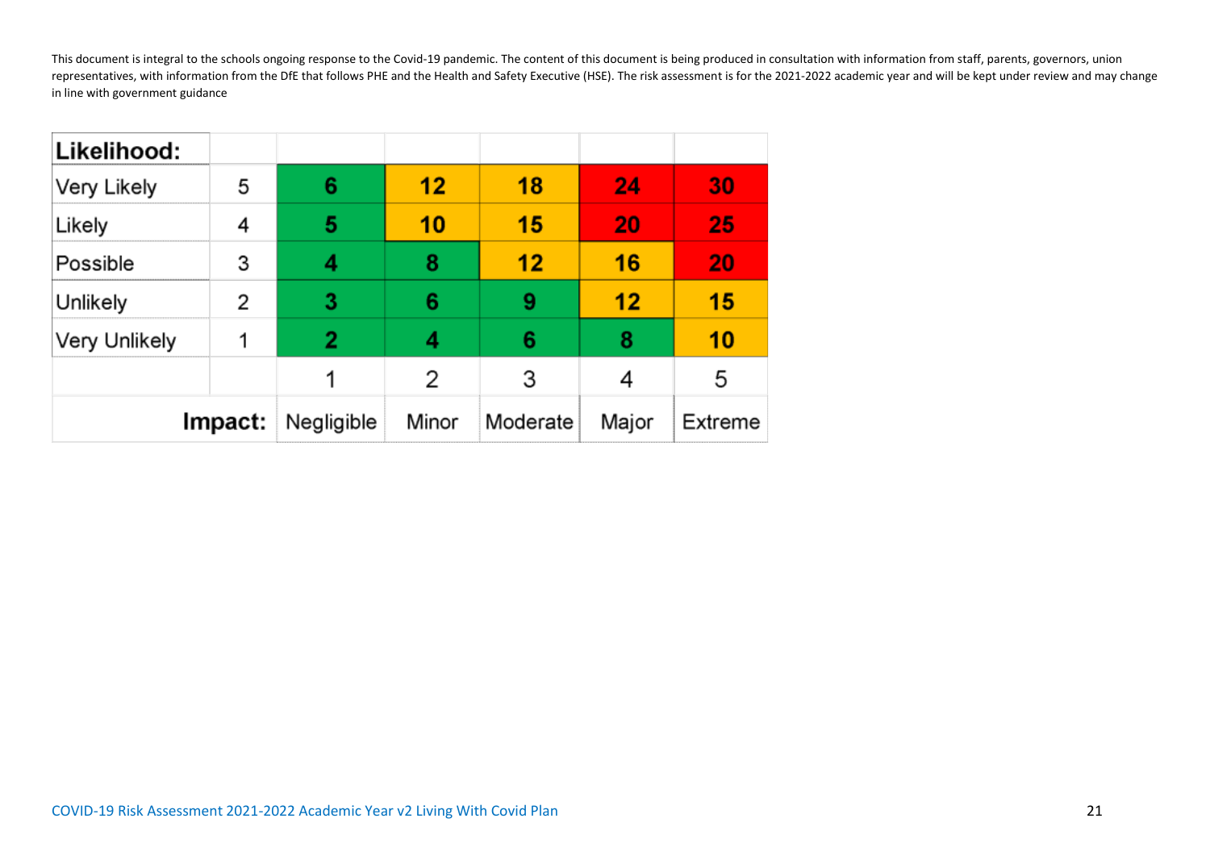This document is integral to the schools ongoing response to the Covid-19 pandemic. The content of this document is being produced in consultation with information from staff, parents, governors, union representatives, with information from the DfE that follows PHE and the Health and Safety Executive (HSE). The risk assessment is for the 2021-2022 academic year and will be kept under review and may change in line with government guidance

| **Likelihood:** | | | | | | |
|---|---|---|---|---|---|---|
| Very Likely | 5 | 6 | 12 | 18 | 24 | 30 |
| Likely | 4 | 5 | 10 | 15 | 20 | 25 |
| Possible | 3 | 4 | 8 | 12 | 16 | 20 |
| Unlikely | 2 | 3 | 6 | 9 | 12 | 15 |
| Very Unlikely | 1 | 2 | 4 | 6 | 8 | 10 |
| | | 1 | 2 | 3 | 4 | 5 |
| | **Impact:** | Negligible | Minor | Moderate | Major | Extreme |